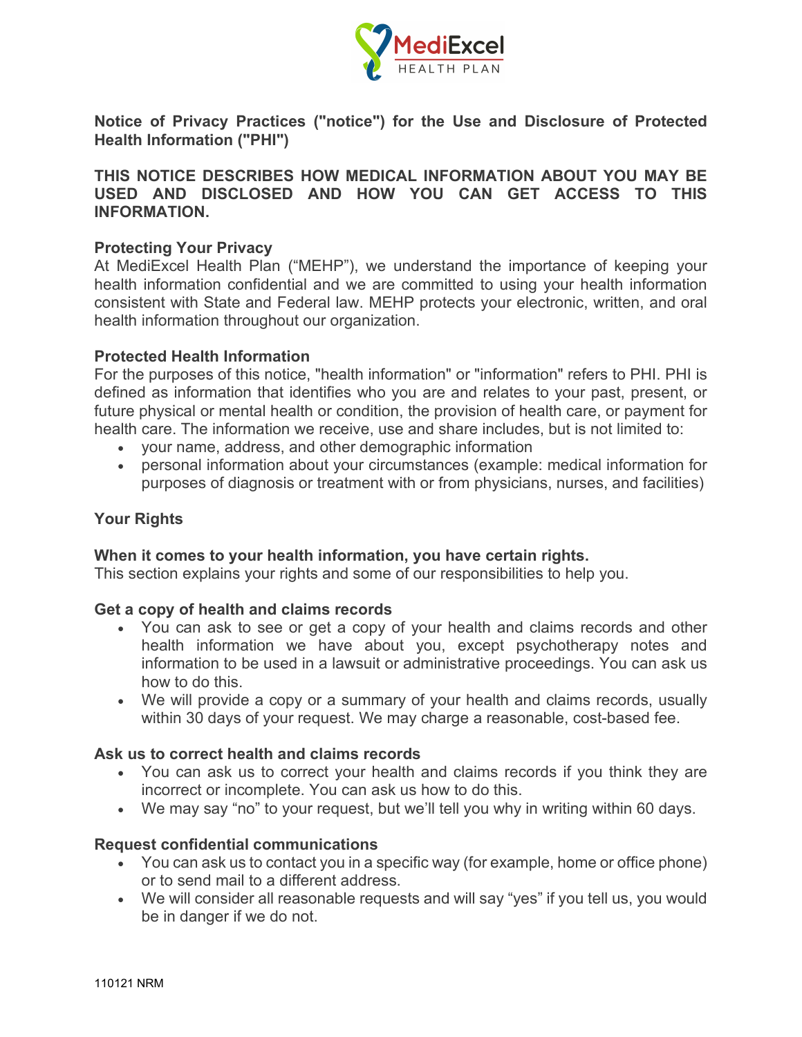MediExcel HEALTH PLAN

**Notice of Privacy Practices ("notice") for the Use and Disclosure of Protected Health Information ("PHI")**

**THIS NOTICE DESCRIBES HOW MEDICAL INFORMATION ABOUT YOU MAY BE USED AND DISCLOSED AND HOW YOU CAN GET ACCESS TO THIS INFORMATION.**

### Protecting Your Privacy

At MediExcel Health Plan ("MEHP"), we understand the importance of keeping your health information confidential and we are committed to using your health information consistent with State and Federal law. MEHP protects your electronic, written, and oral health information throughout our organization.

### Protected Health Information

For the purposes of this notice, "health information" or "information" refers to PHI. PHI is defined as information that identifies who you are and relates to your past, present, or future physical or mental health or condition, the provision of health care, or payment for health care. The information we receive, use and share includes, but is not limited to:

- your name, address, and other demographic information
- personal information about your circumstances (example: medical information for purposes of diagnosis or treatment with or from physicians, nurses, and facilities)

## Your Rights

**When it comes to your health information, you have certain rights.**
This section explains your rights and some of our responsibilities to help you.

### Get a copy of health and claims records

- You can ask to see or get a copy of your health and claims records and other health information we have about you, except psychotherapy notes and information to be used in a lawsuit or administrative proceedings. You can ask us how to do this.
- We will provide a copy or a summary of your health and claims records, usually within 30 days of your request. We may charge a reasonable, cost-based fee.

### Ask us to correct health and claims records

- You can ask us to correct your health and claims records if you think they are incorrect or incomplete. You can ask us how to do this.
- We may say "no" to your request, but we'll tell you why in writing within 60 days.

### Request confidential communications

- You can ask us to contact you in a specific way (for example, home or office phone) or to send mail to a different address.
- We will consider all reasonable requests and will say "yes" if you tell us, you would be in danger if we do not.

110121 NRM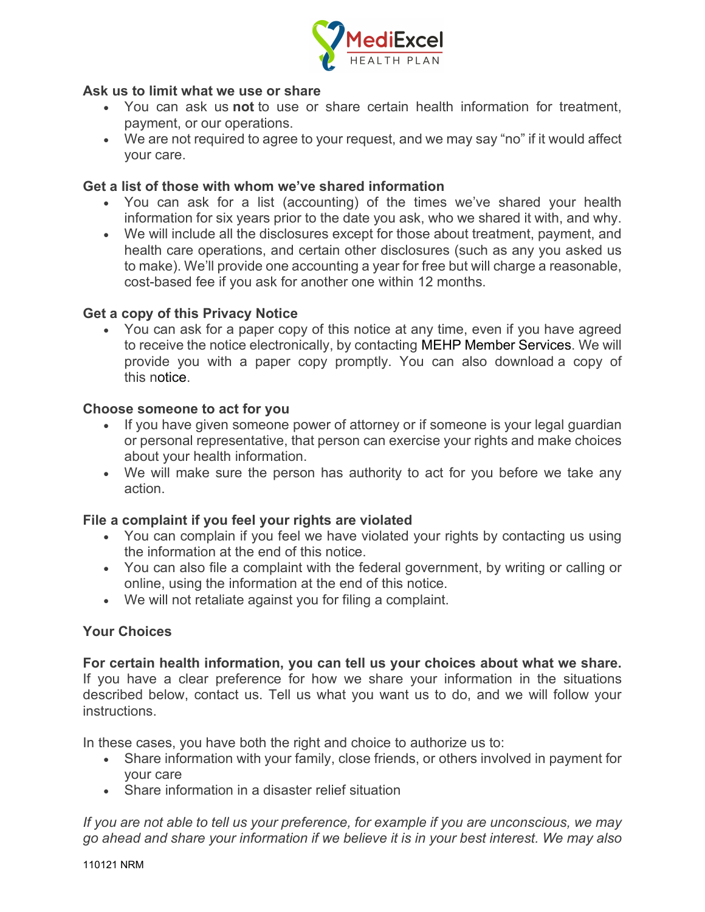**Ask us to limit what we use or share**

- You can ask us **not** to use or share certain health information for treatment, payment, or our operations.
- We are not required to agree to your request, and we may say "no" if it would affect your care.

**Get a list of those with whom we've shared information**

- You can ask for a list (accounting) of the times we've shared your health information for six years prior to the date you ask, who we shared it with, and why.
- We will include all the disclosures except for those about treatment, payment, and health care operations, and certain other disclosures (such as any you asked us to make). We'll provide one accounting a year for free but will charge a reasonable, cost-based fee if you ask for another one within 12 months.

**Get a copy of this Privacy Notice**

- You can ask for a paper copy of this notice at any time, even if you have agreed to receive the notice electronically, by contacting MEHP Member Services. We will provide you with a paper copy promptly. You can also download a copy of this notice.

**Choose someone to act for you**

- If you have given someone power of attorney or if someone is your legal guardian or personal representative, that person can exercise your rights and make choices about your health information.
- We will make sure the person has authority to act for you before we take any action.

**File a complaint if you feel your rights are violated**

- You can complain if you feel we have violated your rights by contacting us using the information at the end of this notice.
- You can also file a complaint with the federal government, by writing or calling or online, using the information at the end of this notice.
- We will not retaliate against you for filing a complaint.

**Your Choices**

**For certain health information, you can tell us your choices about what we share.** If you have a clear preference for how we share your information in the situations described below, contact us. Tell us what you want us to do, and we will follow your instructions.

In these cases, you have both the right and choice to authorize us to:

- Share information with your family, close friends, or others involved in payment for your care
- Share information in a disaster relief situation

*If you are not able to tell us your preference, for example if you are unconscious, we may go ahead and share your information if we believe it is in your best interest. We may also*

110121 NRM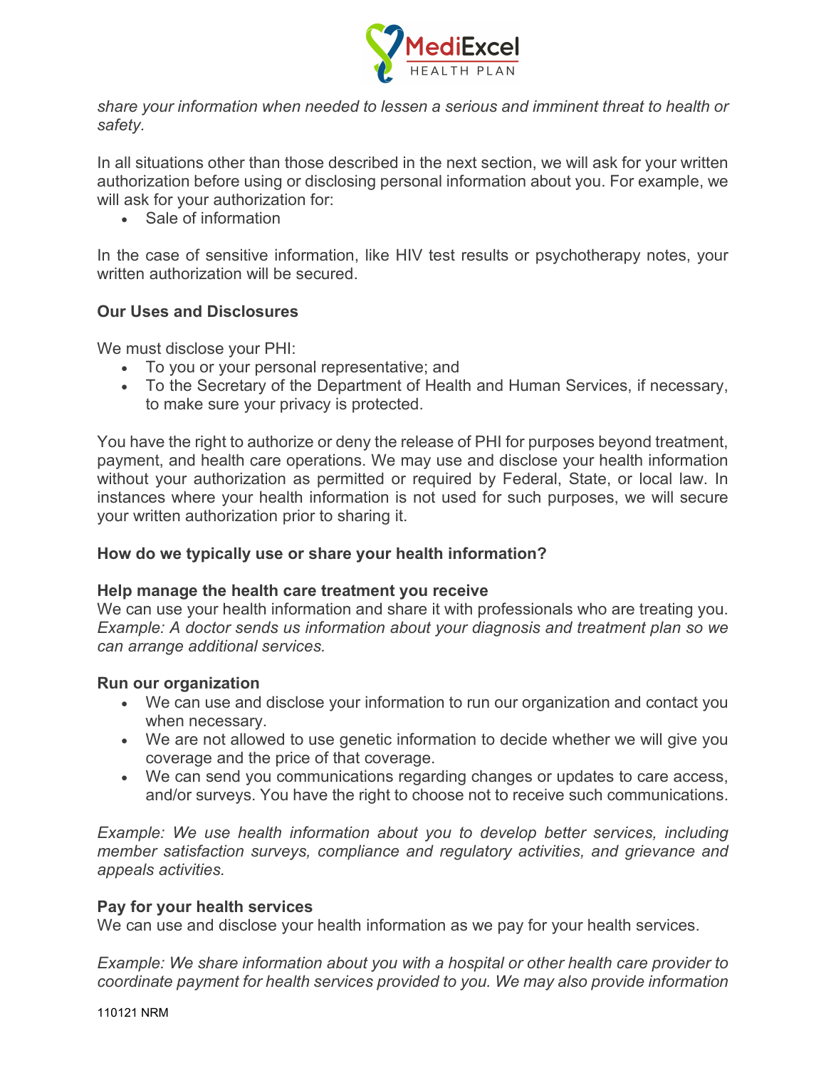*share your information when needed to lessen a serious and imminent threat to health or safety.*

In all situations other than those described in the next section, we will ask for your written authorization before using or disclosing personal information about you. For example, we will ask for your authorization for:

- Sale of information

In the case of sensitive information, like HIV test results or psychotherapy notes, your written authorization will be secured.

**Our Uses and Disclosures**

We must disclose your PHI:

- To you or your personal representative; and
- To the Secretary of the Department of Health and Human Services, if necessary, to make sure your privacy is protected.

You have the right to authorize or deny the release of PHI for purposes beyond treatment, payment, and health care operations. We may use and disclose your health information without your authorization as permitted or required by Federal, State, or local law. In instances where your health information is not used for such purposes, we will secure your written authorization prior to sharing it.

**How do we typically use or share your health information?**

**Help manage the health care treatment you receive**
We can use your health information and share it with professionals who are treating you. *Example: A doctor sends us information about your diagnosis and treatment plan so we can arrange additional services.*

**Run our organization**

- We can use and disclose your information to run our organization and contact you when necessary.
- We are not allowed to use genetic information to decide whether we will give you coverage and the price of that coverage.
- We can send you communications regarding changes or updates to care access, and/or surveys. You have the right to choose not to receive such communications.

*Example: We use health information about you to develop better services, including member satisfaction surveys, compliance and regulatory activities, and grievance and appeals activities.*

**Pay for your health services**
We can use and disclose your health information as we pay for your health services.

*Example: We share information about you with a hospital or other health care provider to coordinate payment for health services provided to you. We may also provide information*

110121 NRM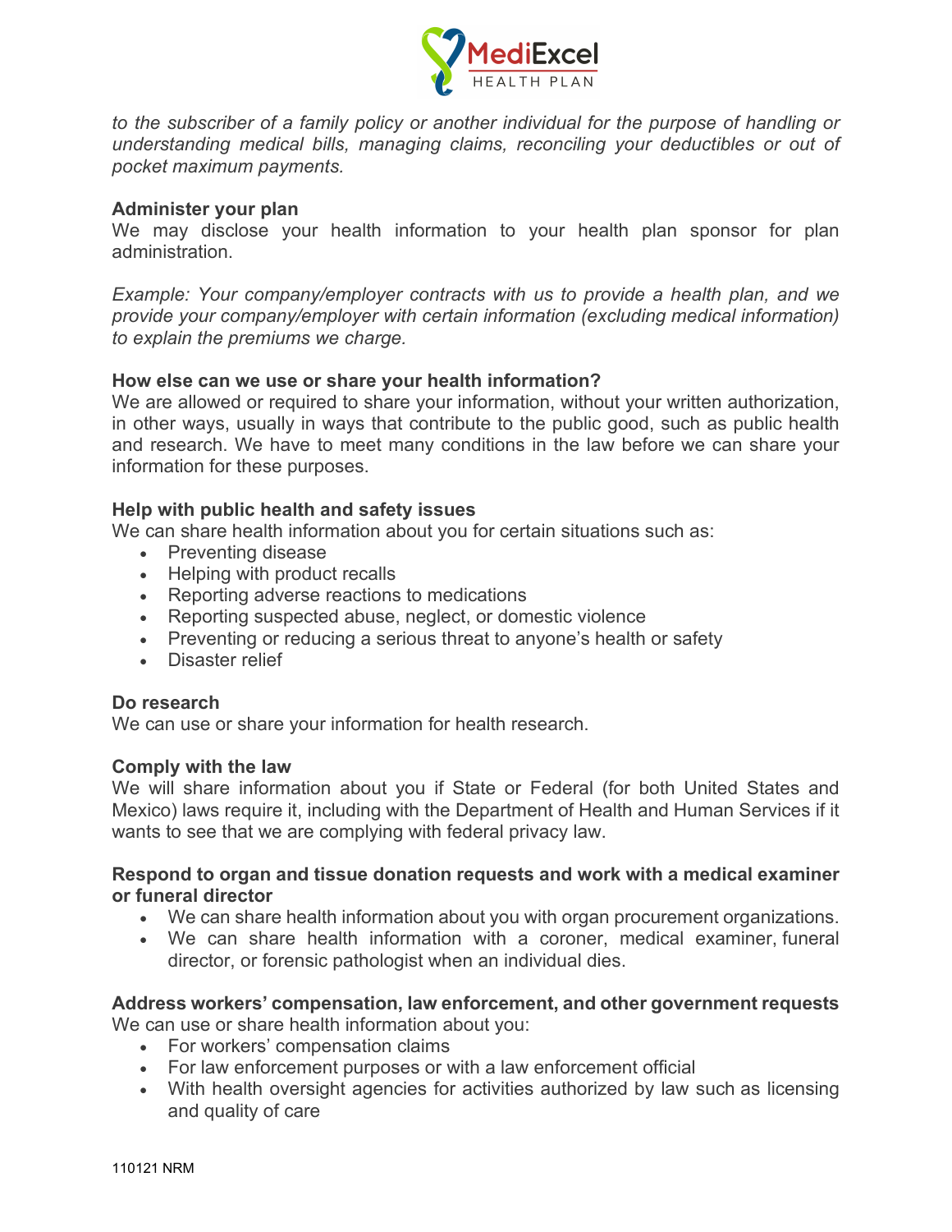*to the subscriber of a family policy or another individual for the purpose of handling or understanding medical bills, managing claims, reconciling your deductibles or out of pocket maximum payments.*

**Administer your plan**
We may disclose your health information to your health plan sponsor for plan administration.

*Example: Your company/employer contracts with us to provide a health plan, and we provide your company/employer with certain information (excluding medical information) to explain the premiums we charge.*

**How else can we use or share your health information?**
We are allowed or required to share your information, without your written authorization, in other ways, usually in ways that contribute to the public good, such as public health and research. We have to meet many conditions in the law before we can share your information for these purposes.

**Help with public health and safety issues**
We can share health information about you for certain situations such as:

- Preventing disease
- Helping with product recalls
- Reporting adverse reactions to medications
- Reporting suspected abuse, neglect, or domestic violence
- Preventing or reducing a serious threat to anyone's health or safety
- Disaster relief

**Do research**
We can use or share your information for health research.

**Comply with the law**
We will share information about you if State or Federal (for both United States and Mexico) laws require it, including with the Department of Health and Human Services if it wants to see that we are complying with federal privacy law.

**Respond to organ and tissue donation requests and work with a medical examiner or funeral director**

- We can share health information about you with organ procurement organizations.
- We can share health information with a coroner, medical examiner, funeral director, or forensic pathologist when an individual dies.

**Address workers' compensation, law enforcement, and other government requests**
We can use or share health information about you:

- For workers' compensation claims
- For law enforcement purposes or with a law enforcement official
- With health oversight agencies for activities authorized by law such as licensing and quality of care

110121 NRM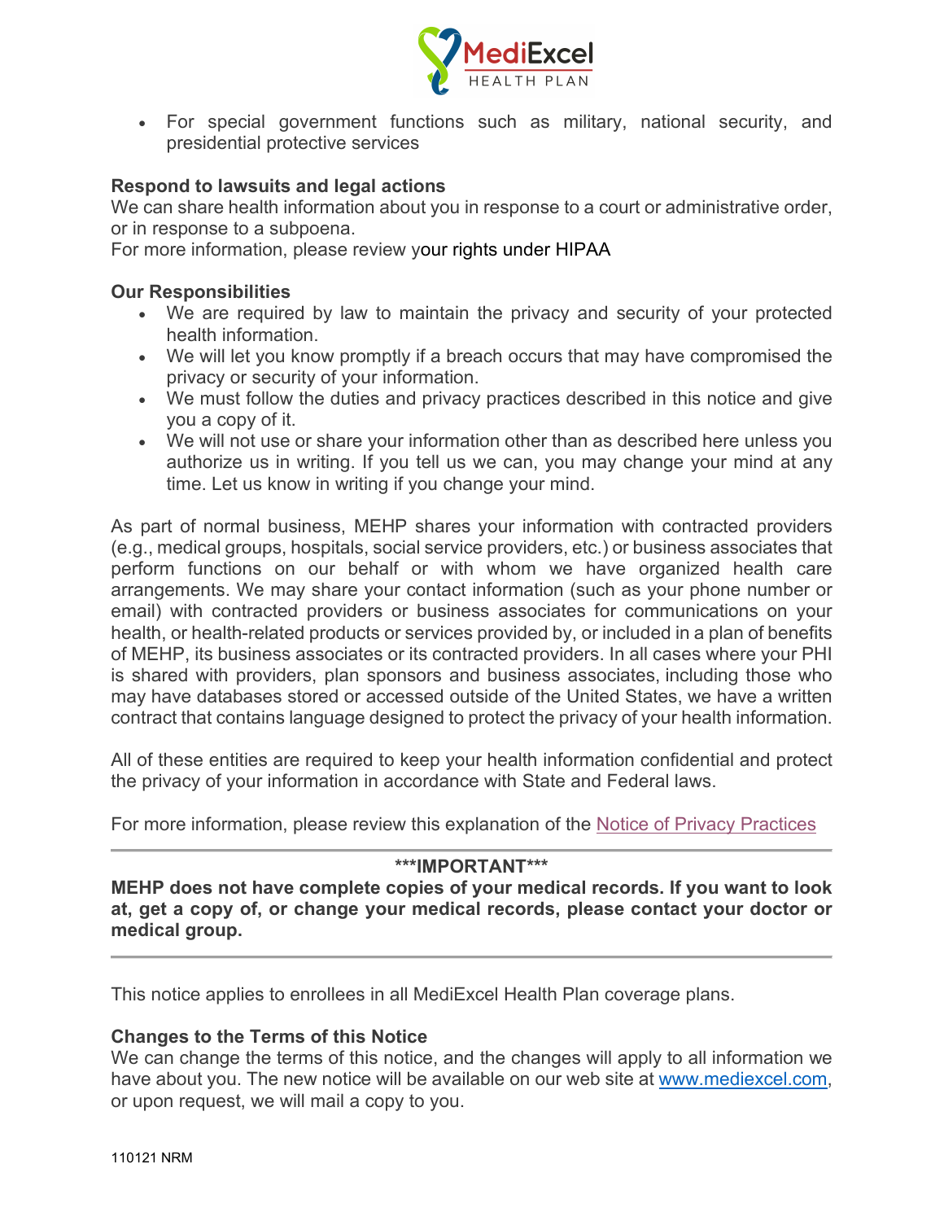- For special government functions such as military, national security, and presidential protective services

**Respond to lawsuits and legal actions**
We can share health information about you in response to a court or administrative order, or in response to a subpoena.
For more information, please review your rights under HIPAA

**Our Responsibilities**

- We are required by law to maintain the privacy and security of your protected health information.
- We will let you know promptly if a breach occurs that may have compromised the privacy or security of your information.
- We must follow the duties and privacy practices described in this notice and give you a copy of it.
- We will not use or share your information other than as described here unless you authorize us in writing. If you tell us we can, you may change your mind at any time. Let us know in writing if you change your mind.

As part of normal business, MEHP shares your information with contracted providers (e.g., medical groups, hospitals, social service providers, etc.) or business associates that perform functions on our behalf or with whom we have organized health care arrangements. We may share your contact information (such as your phone number or email) with contracted providers or business associates for communications on your health, or health-related products or services provided by, or included in a plan of benefits of MEHP, its business associates or its contracted providers. In all cases where your PHI is shared with providers, plan sponsors and business associates, including those who may have databases stored or accessed outside of the United States, we have a written contract that contains language designed to protect the privacy of your health information.

All of these entities are required to keep your health information confidential and protect the privacy of your information in accordance with State and Federal laws.

For more information, please review this explanation of the Notice of Privacy Practices

---

**\*\*\*IMPORTANT\*\*\***

**MEHP does not have complete copies of your medical records. If you want to look at, get a copy of, or change your medical records, please contact your doctor or medical group.**

---

This notice applies to enrollees in all MediExcel Health Plan coverage plans.

**Changes to the Terms of this Notice**
We can change the terms of this notice, and the changes will apply to all information we have about you. The new notice will be available on our web site at www.mediexcel.com, or upon request, we will mail a copy to you.

110121 NRM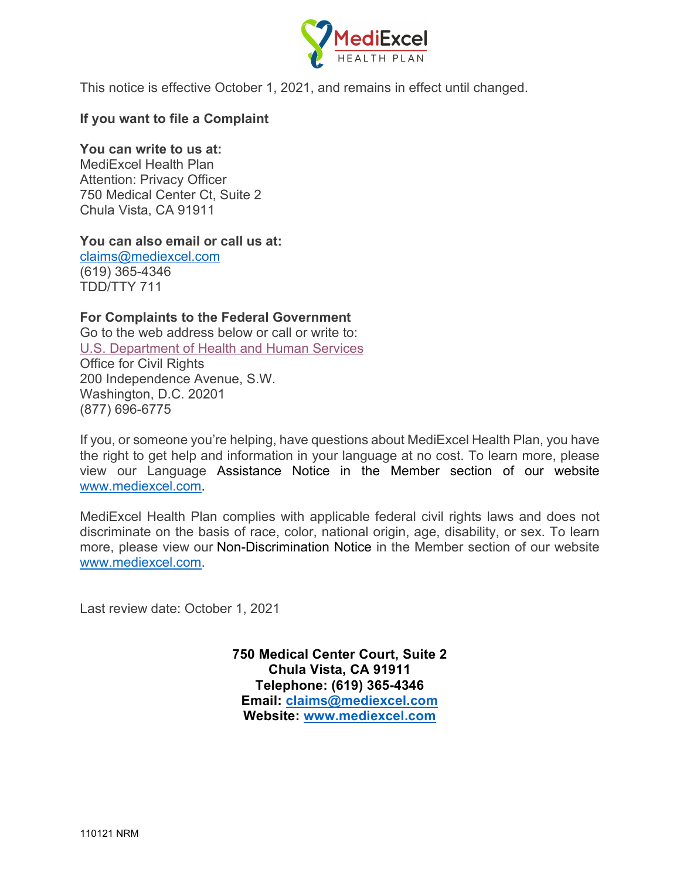This notice is effective October 1, 2021, and remains in effect until changed.

**If you want to file a Complaint**

**You can write to us at:**
MediExcel Health Plan
Attention: Privacy Officer
750 Medical Center Ct, Suite 2
Chula Vista, CA 91911

**You can also email or call us at:**
claims@mediexcel.com
(619) 365-4346
TDD/TTY 711

**For Complaints to the Federal Government**
Go to the web address below or call or write to:
U.S. Department of Health and Human Services
Office for Civil Rights
200 Independence Avenue, S.W.
Washington, D.C. 20201
(877) 696-6775

If you, or someone you're helping, have questions about MediExcel Health Plan, you have the right to get help and information in your language at no cost. To learn more, please view our Language Assistance Notice in the Member section of our website www.mediexcel.com.

MediExcel Health Plan complies with applicable federal civil rights laws and does not discriminate on the basis of race, color, national origin, age, disability, or sex. To learn more, please view our Non-Discrimination Notice in the Member section of our website www.mediexcel.com.

Last review date: October 1, 2021

**750 Medical Center Court, Suite 2**
**Chula Vista, CA 91911**
**Telephone: (619) 365-4346**
**Email: claims@mediexcel.com**
**Website: www.mediexcel.com**

110121 NRM